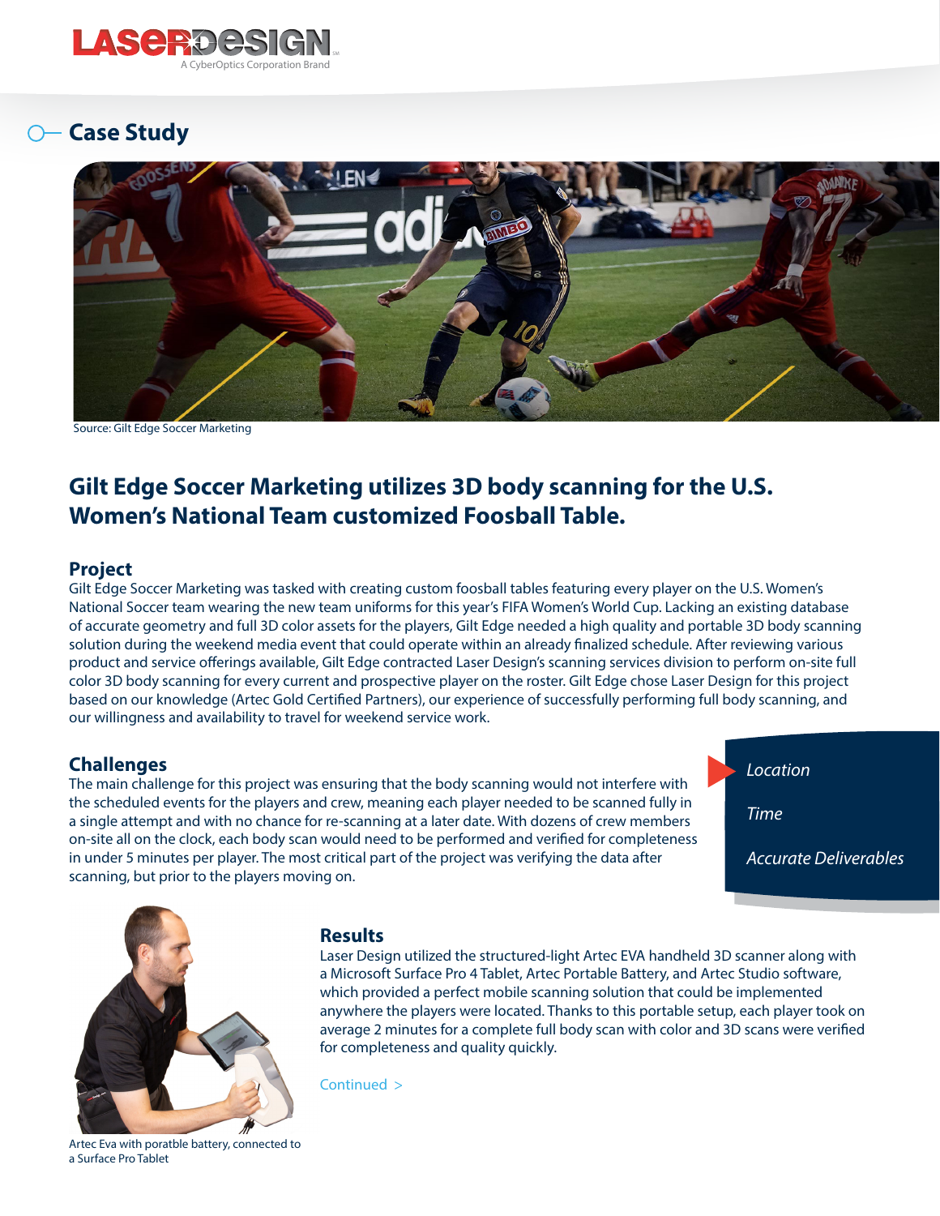# Case Study

Source: Gilt Edge Soccer Marketing

## Gilt Edge Soccer Marketing utilizes 3D body scanning for the U.S. Women's National Team customized Foosball Table.

### Project

Gilt Edge Soccer Marketing was tasked with creating custom foosball tables featuring every player on the U.S. Women's National Soccer team wearing the new team uniforms for this year's FIFA Women's World Cup. Lacking an existing database of accurate geometry and full 3D color assets for the players, Gilt Edge needed a high quality and portable 3D body scanning solution during the weekend media event that could operate within an already finalized schedule. After reviewing various product and service offerings available, Gilt Edge contracted Laser Design's scanning services division to perform on-site full color 3D body scanning for every current and prospective player on the roster. Gilt Edge chose Laser Design for this project based on our knowledge (Artec Gold Certified Partners), our experience of successfully performing full body scanning, and our willingness and availability to travel for weekend service work.

### Challenges

The main challenge for this project was ensuring that the body scanning would not interfere with the scheduled events for the players and crew, meaning each player needed to be scanned fully in a single attempt and with no chance for re-scanning at a later date. With dozens of crew members on-site all on the clock, each body scan would need to be performed and verified for completeness in under 5 minutes per player. The most critical part of the project was verifying the data after scanning, but prior to the players moving on.

*Location*

*Time*

*Accurate Deliverables*

Artec Eva with poratble battery, connected to a Surface Pro Tablet

### Results

Laser Design utilized the structured-light Artec EVA handheld 3D scanner along with a Microsoft Surface Pro 4 Tablet, Artec Portable Battery, and Artec Studio software, which provided a perfect mobile scanning solution that could be implemented anywhere the players were located. Thanks to this portable setup, each player took on average 2 minutes for a complete full body scan with color and 3D scans were verified for completeness and quality quickly.

Continued >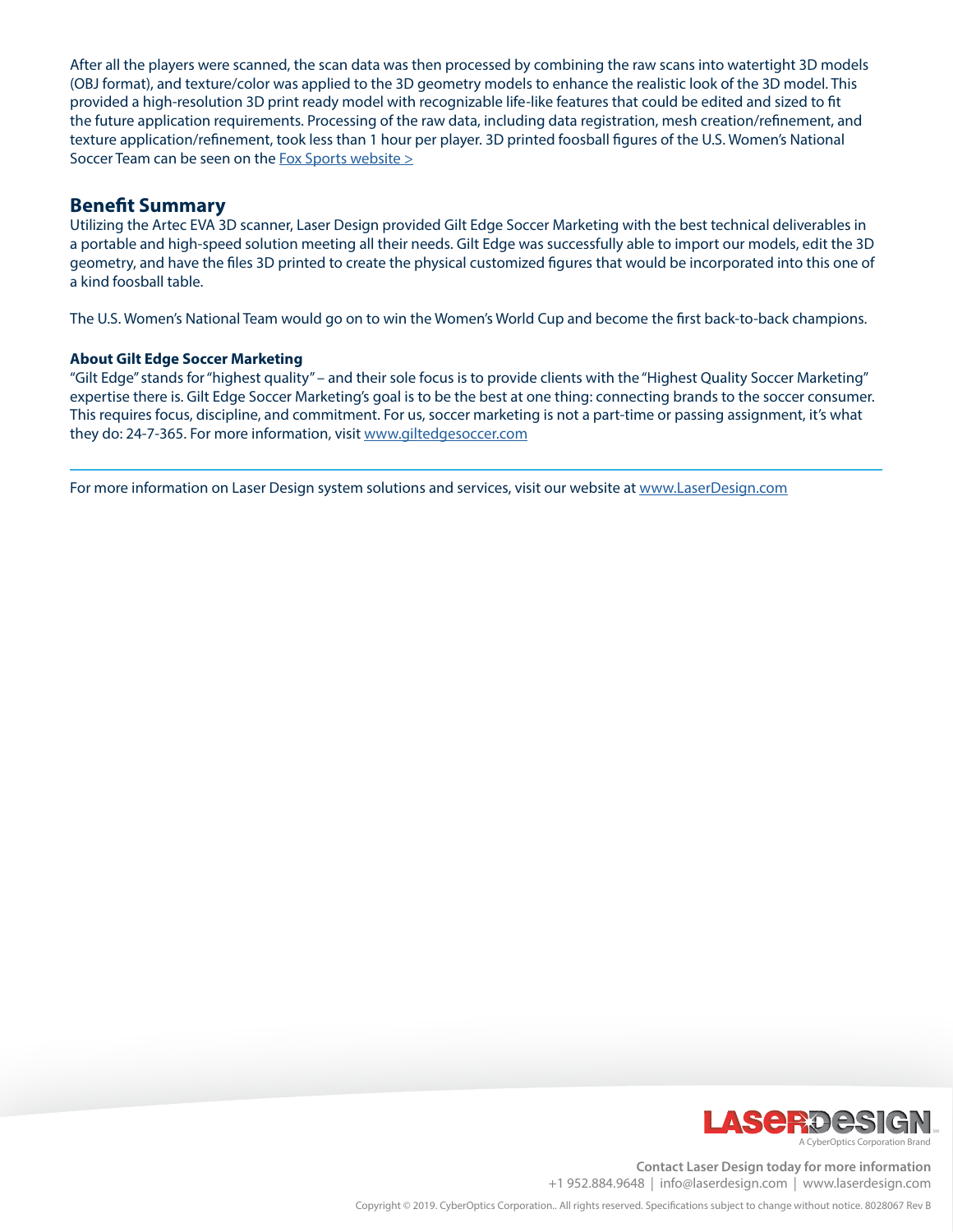After all the players were scanned, the scan data was then processed by combining the raw scans into watertight 3D models (OBJ format), and texture/color was applied to the 3D geometry models to enhance the realistic look of the 3D model. This provided a high-resolution 3D print ready model with recognizable life-like features that could be edited and sized to fit the future application requirements. Processing of the raw data, including data registration, mesh creation/refinement, and texture application/refinement, took less than 1 hour per player. 3D printed foosball figures of the U.S. Women's National Soccer Team can be seen on the [Fox Sports website >]()

## Benefit Summary

Utilizing the Artec EVA 3D scanner, Laser Design provided Gilt Edge Soccer Marketing with the best technical deliverables in a portable and high-speed solution meeting all their needs. Gilt Edge was successfully able to import our models, edit the 3D geometry, and have the files 3D printed to create the physical customized figures that would be incorporated into this one of a kind foosball table.

The U.S. Women's National Team would go on to win the Women's World Cup and become the first back-to-back champions.

### About Gilt Edge Soccer Marketing

"Gilt Edge" stands for "highest quality" – and their sole focus is to provide clients with the "Highest Quality Soccer Marketing" expertise there is. Gilt Edge Soccer Marketing's goal is to be the best at one thing: connecting brands to the soccer consumer. This requires focus, discipline, and commitment. For us, soccer marketing is not a part-time or passing assignment, it's what they do: 24-7-365. For more information, visit www.giltedgesoccer.com

---

For more information on Laser Design system solutions and services, visit our website at www.LaserDesign.com

LASERDESIGN
A CyberOptics Corporation Brand

**Contact Laser Design today for more information**
+1 952.884.9648 | info@laserdesign.com | www.laserdesign.com

Copyright © 2019. CyberOptics Corporation.. All rights reserved. Specifications subject to change without notice. 8028067 Rev B